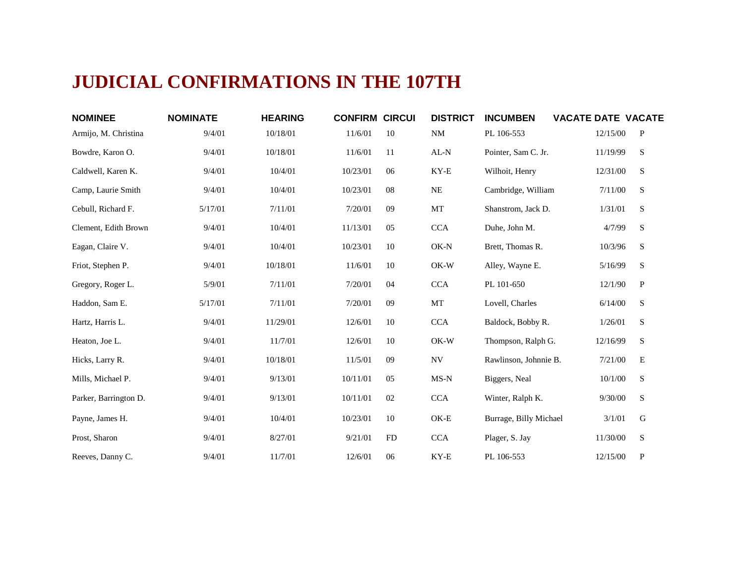# JUDICIAL CONFIRMATIONS IN THE 107TH

| NOMINEE | NOMINATE | HEARING | CONFIRM | CIRCUI | DISTRICT | INCUMBEN | VACATE DATE | VACATE |
|---|---|---|---|---|---|---|---|---|
| Armijo, M. Christina | 9/4/01 | 10/18/01 | 11/6/01 | 10 | NM | PL 106-553 | 12/15/00 | P |
| Bowdre, Karon O. | 9/4/01 | 10/18/01 | 11/6/01 | 11 | AL-N | Pointer, Sam C. Jr. | 11/19/99 | S |
| Caldwell, Karen K. | 9/4/01 | 10/4/01 | 10/23/01 | 06 | KY-E | Wilhoit, Henry | 12/31/00 | S |
| Camp, Laurie Smith | 9/4/01 | 10/4/01 | 10/23/01 | 08 | NE | Cambridge, William | 7/11/00 | S |
| Cebull, Richard F. | 5/17/01 | 7/11/01 | 7/20/01 | 09 | MT | Shanstrom, Jack D. | 1/31/01 | S |
| Clement, Edith Brown | 9/4/01 | 10/4/01 | 11/13/01 | 05 | CCA | Duhe, John M. | 4/7/99 | S |
| Eagan, Claire V. | 9/4/01 | 10/4/01 | 10/23/01 | 10 | OK-N | Brett, Thomas R. | 10/3/96 | S |
| Friot, Stephen P. | 9/4/01 | 10/18/01 | 11/6/01 | 10 | OK-W | Alley, Wayne E. | 5/16/99 | S |
| Gregory, Roger L. | 5/9/01 | 7/11/01 | 7/20/01 | 04 | CCA | PL 101-650 | 12/1/90 | P |
| Haddon, Sam E. | 5/17/01 | 7/11/01 | 7/20/01 | 09 | MT | Lovell, Charles | 6/14/00 | S |
| Hartz, Harris L. | 9/4/01 | 11/29/01 | 12/6/01 | 10 | CCA | Baldock, Bobby R. | 1/26/01 | S |
| Heaton, Joe L. | 9/4/01 | 11/7/01 | 12/6/01 | 10 | OK-W | Thompson, Ralph G. | 12/16/99 | S |
| Hicks, Larry R. | 9/4/01 | 10/18/01 | 11/5/01 | 09 | NV | Rawlinson, Johnnie B. | 7/21/00 | E |
| Mills, Michael P. | 9/4/01 | 9/13/01 | 10/11/01 | 05 | MS-N | Biggers, Neal | 10/1/00 | S |
| Parker, Barrington D. | 9/4/01 | 9/13/01 | 10/11/01 | 02 | CCA | Winter, Ralph K. | 9/30/00 | S |
| Payne, James H. | 9/4/01 | 10/4/01 | 10/23/01 | 10 | OK-E | Burrage, Billy Michael | 3/1/01 | G |
| Prost, Sharon | 9/4/01 | 8/27/01 | 9/21/01 | FD | CCA | Plager, S. Jay | 11/30/00 | S |
| Reeves, Danny C. | 9/4/01 | 11/7/01 | 12/6/01 | 06 | KY-E | PL 106-553 | 12/15/00 | P |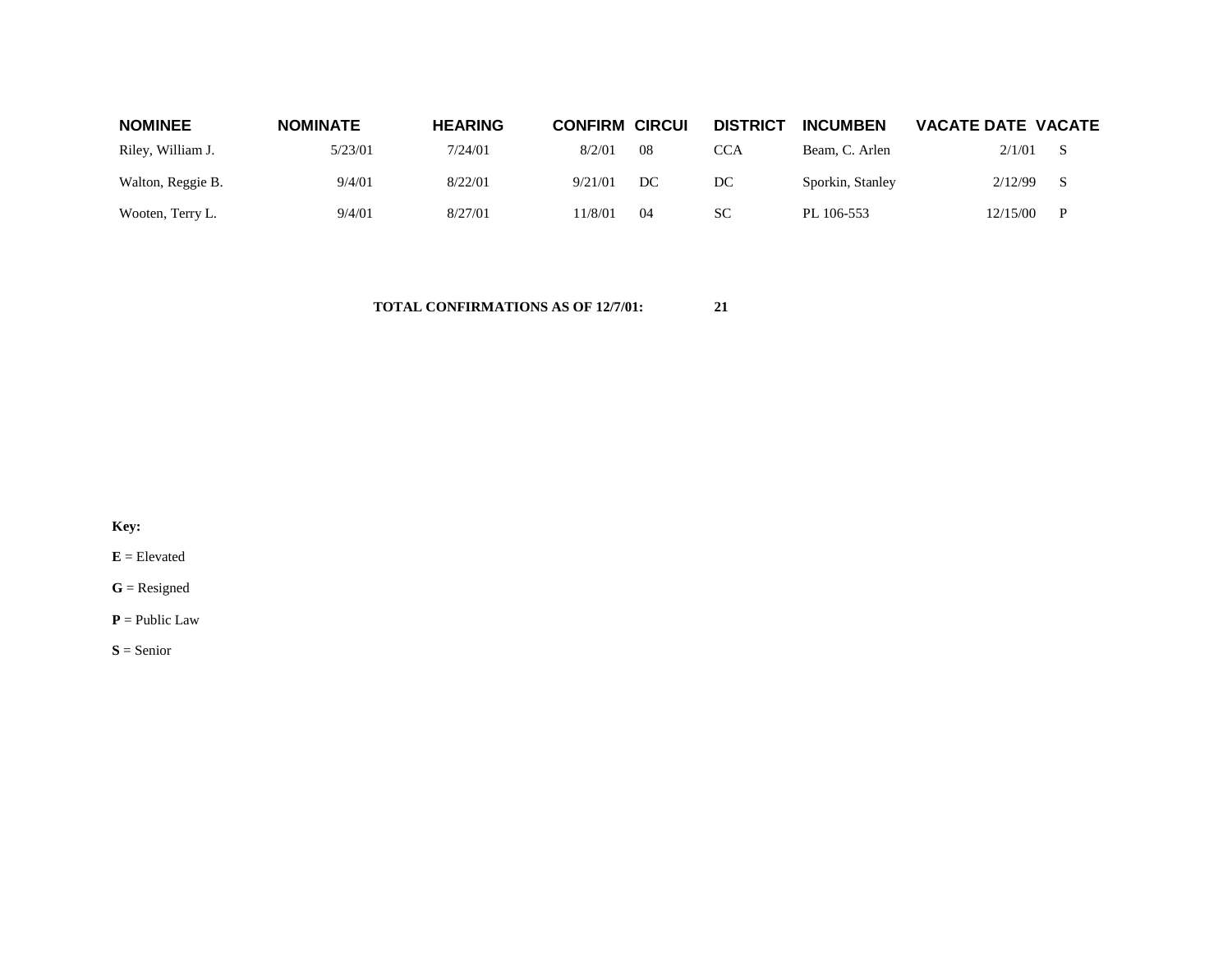| NOMINEE | NOMINATE | HEARING | CONFIRM | CIRCUI | DISTRICT | INCUMBEN | VACATE DATE | VACATE |
|---|---|---|---|---|---|---|---|---|
| Riley, William J. | 5/23/01 | 7/24/01 | 8/2/01 | 08 | CCA | Beam, C. Arlen | 2/1/01 | S |
| Walton, Reggie B. | 9/4/01 | 8/22/01 | 9/21/01 | DC | DC | Sporkin, Stanley | 2/12/99 | S |
| Wooten, Terry L. | 9/4/01 | 8/27/01 | 11/8/01 | 04 | SC | PL 106-553 | 12/15/00 | P |

**TOTAL CONFIRMATIONS AS OF 12/7/01:** **21**

**Key:**

**E** = Elevated

**G** = Resigned

**P** = Public Law

**S** = Senior